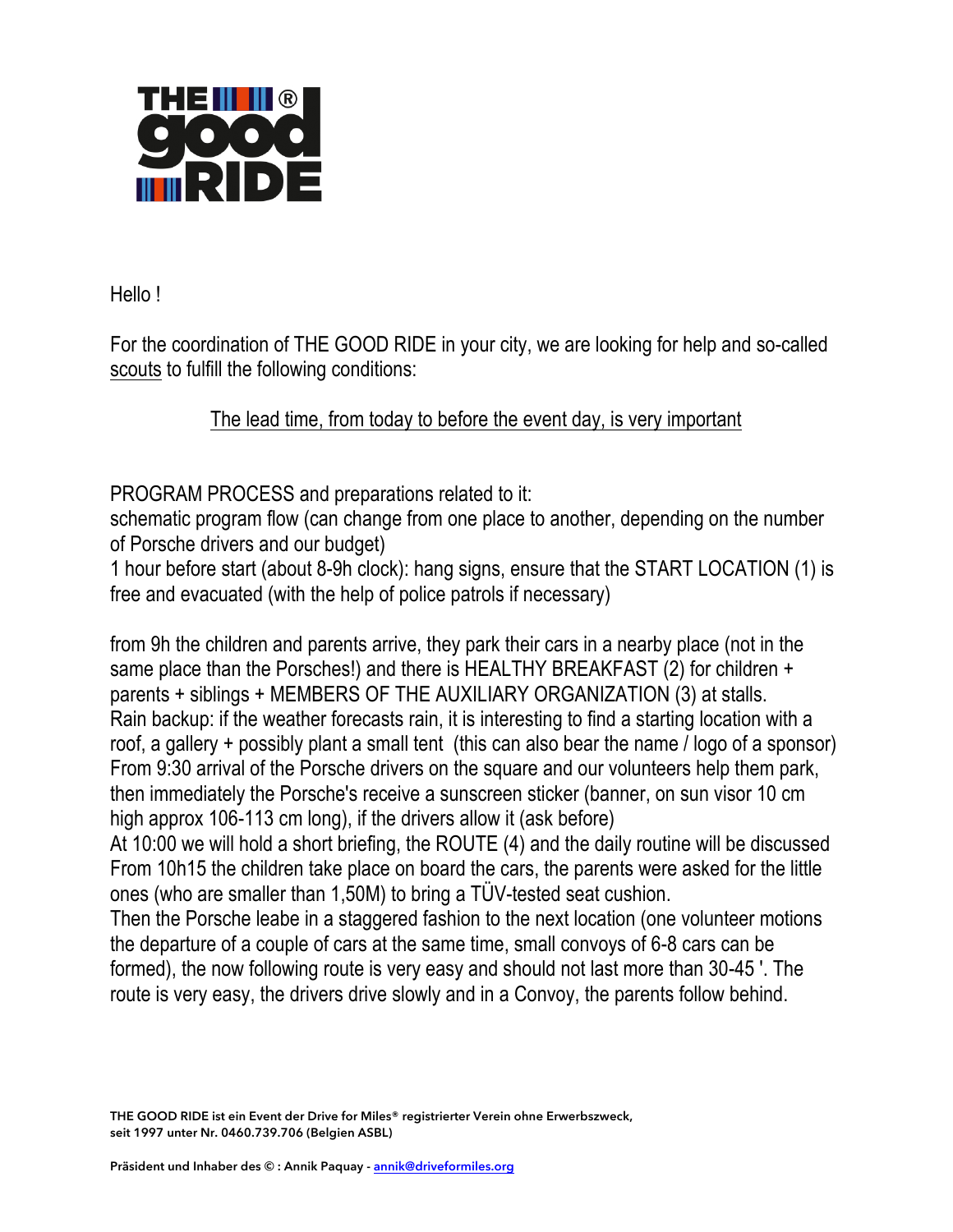Hello !

For the coordination of THE GOOD RIDE in your city, we are looking for help and so-called <u>scouts</u> to fulfill the following conditions:

<u>The lead time, from today to before the event day, is very important</u>

PROGRAM PROCESS and preparations related to it:
schematic program flow (can change from one place to another, depending on the number of Porsche drivers and our budget)
1 hour before start (about 8-9h clock): hang signs, ensure that the START LOCATION (1) is free and evacuated (with the help of police patrols if necessary)

from 9h the children and parents arrive, they park their cars in a nearby place (not in the same place than the Porsches!) and there is HEALTHY BREAKFAST (2) for children + parents + siblings + MEMBERS OF THE AUXILIARY ORGANIZATION (3) at stalls.
Rain backup: if the weather forecasts rain, it is interesting to find a starting location with a roof, a gallery + possibly plant a small tent (this can also bear the name / logo of a sponsor)
From 9:30 arrival of the Porsche drivers on the square and our volunteers help them park, then immediately the Porsche's receive a sunscreen sticker (banner, on sun visor 10 cm high approx 106-113 cm long), if the drivers allow it (ask before)
At 10:00 we will hold a short briefing, the ROUTE (4) and the daily routine will be discussed
From 10h15 the children take place on board the cars, the parents were asked for the little ones (who are smaller than 1,50M) to bring a TÜV-tested seat cushion.
Then the Porsche leabe in a staggered fashion to the next location (one volunteer motions the departure of a couple of cars at the same time, small convoys of 6-8 cars can be formed), the now following route is very easy and should not last more than 30-45 '. The route is very easy, the drivers drive slowly and in a Convoy, the parents follow behind.

THE GOOD RIDE ist ein Event der Drive for Miles® registrierter Verein ohne Erwerbszweck, seit 1997 unter Nr. 0460.739.706 (Belgien ASBL)

Präsident und Inhaber des © : Annik Paquay - annik@driveformiles.org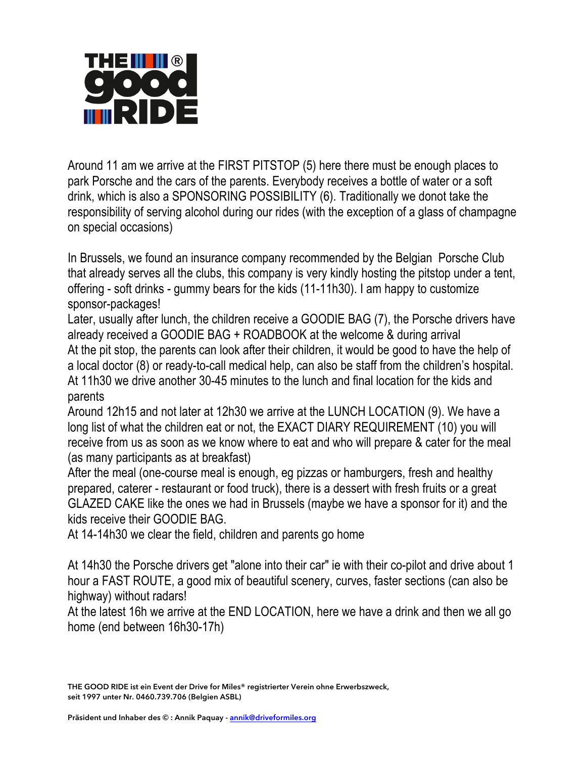Around 11 am we arrive at the FIRST PITSTOP (5) here there must be enough places to park Porsche and the cars of the parents. Everybody receives a bottle of water or a soft drink, which is also a SPONSORING POSSIBILITY (6). Traditionally we donot take the responsibility of serving alcohol during our rides (with the exception of a glass of champagne on special occasions)

In Brussels, we found an insurance company recommended by the Belgian Porsche Club that already serves all the clubs, this company is very kindly hosting the pitstop under a tent, offering - soft drinks - gummy bears for the kids (11-11h30). I am happy to customize sponsor-packages!

Later, usually after lunch, the children receive a GOODIE BAG (7), the Porsche drivers have already received a GOODIE BAG + ROADBOOK at the welcome & during arrival

At the pit stop, the parents can look after their children, it would be good to have the help of a local doctor (8) or ready-to-call medical help, can also be staff from the children's hospital.

At 11h30 we drive another 30-45 minutes to the lunch and final location for the kids and parents

Around 12h15 and not later at 12h30 we arrive at the LUNCH LOCATION (9). We have a long list of what the children eat or not, the EXACT DIARY REQUIREMENT (10) you will receive from us as soon as we know where to eat and who will prepare & cater for the meal (as many participants as at breakfast)

After the meal (one-course meal is enough, eg pizzas or hamburgers, fresh and healthy prepared, caterer - restaurant or food truck), there is a dessert with fresh fruits or a great GLAZED CAKE like the ones we had in Brussels (maybe we have a sponsor for it) and the kids receive their GOODIE BAG.

At 14-14h30 we clear the field, children and parents go home

At 14h30 the Porsche drivers get "alone into their car" ie with their co-pilot and drive about 1 hour a FAST ROUTE, a good mix of beautiful scenery, curves, faster sections (can also be highway) without radars!

At the latest 16h we arrive at the END LOCATION, here we have a drink and then we all go home (end between 16h30-17h)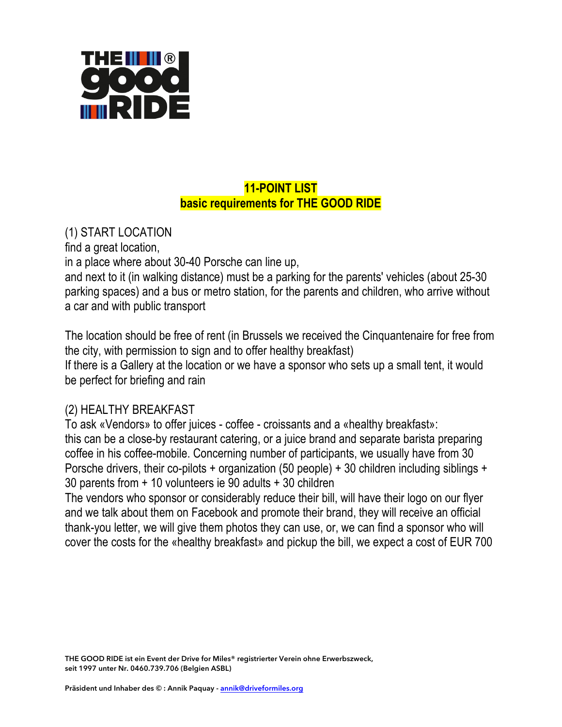**11-POINT LIST**
**basic requirements for THE GOOD RIDE**

(1) START LOCATION
find a great location,
in a place where about 30-40 Porsche can line up,
and next to it (in walking distance) must be a parking for the parents' vehicles (about 25-30 parking spaces) and a bus or metro station, for the parents and children, who arrive without a car and with public transport

The location should be free of rent (in Brussels we received the Cinquantenaire for free from the city, with permission to sign and to offer healthy breakfast)
If there is a Gallery at the location or we have a sponsor who sets up a small tent, it would be perfect for briefing and rain

(2) HEALTHY BREAKFAST
To ask «Vendors» to offer juices - coffee - croissants and a «healthy breakfast»:
this can be a close-by restaurant catering, or a juice brand and separate barista preparing coffee in his coffee-mobile. Concerning number of participants, we usually have from 30 Porsche drivers, their co-pilots + organization (50 people) + 30 children including siblings + 30 parents from + 10 volunteers ie 90 adults + 30 children
The vendors who sponsor or considerably reduce their bill, will have their logo on our flyer and we talk about them on Facebook and promote their brand, they will receive an official thank-you letter, we will give them photos they can use, or, we can find a sponsor who will cover the costs for the «healthy breakfast» and pickup the bill, we expect a cost of EUR 700

THE GOOD RIDE ist ein Event der Drive for Miles® registrierter Verein ohne Erwerbszweck, seit 1997 unter Nr. 0460.739.706 (Belgien ASBL)

Präsident und Inhaber des © : Annik Paquay - annik@driveformiles.org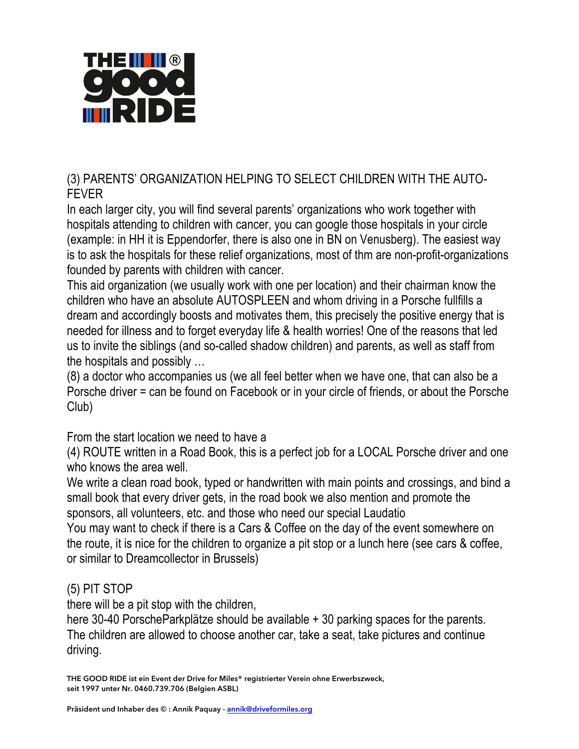(3) PARENTS' ORGANIZATION HELPING TO SELECT CHILDREN WITH THE AUTO-FEVER

In each larger city, you will find several parents' organizations who work together with hospitals attending to children with cancer, you can google those hospitals in your circle (example: in HH it is Eppendorfer, there is also one in BN on Venusberg). The easiest way is to ask the hospitals for these relief organizations, most of thm are non-profit-organizations founded by parents with children with cancer.

This aid organization (we usually work with one per location) and their chairman know the children who have an absolute AUTOSPLEEN and whom driving in a Porsche fullfills a dream and accordingly boosts and motivates them, this precisely the positive energy that is needed for illness and to forget everyday life & health worries! One of the reasons that led us to invite the siblings (and so-called shadow children) and parents, as well as staff from the hospitals and possibly …

(8) a doctor who accompanies us (we all feel better when we have one, that can also be a Porsche driver = can be found on Facebook or in your circle of friends, or about the Porsche Club)

From the start location we need to have a

(4) ROUTE written in a Road Book, this is a perfect job for a LOCAL Porsche driver and one who knows the area well.

We write a clean road book, typed or handwritten with main points and crossings, and bind a small book that every driver gets, in the road book we also mention and promote the sponsors, all volunteers, etc. and those who need our special Laudatio

You may want to check if there is a Cars & Coffee on the day of the event somewhere on the route, it is nice for the children to organize a pit stop or a lunch here (see cars & coffee, or similar to Dreamcollector in Brussels)

(5) PIT STOP

there will be a pit stop with the children,

here 30-40 PorscheParkplätze should be available + 30 parking spaces for the parents.

The children are allowed to choose another car, take a seat, take pictures and continue driving.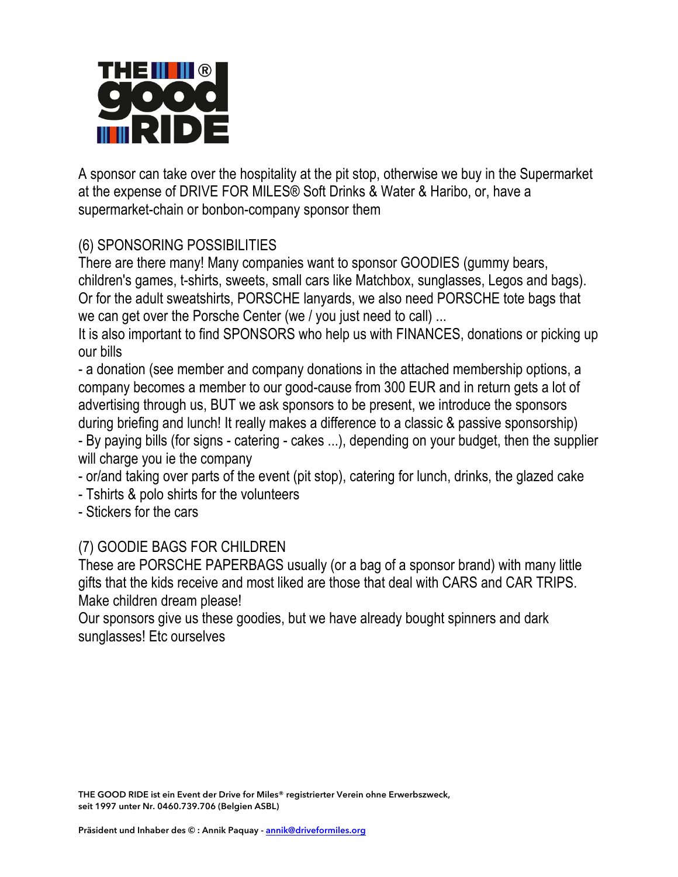A sponsor can take over the hospitality at the pit stop, otherwise we buy in the Supermarket at the expense of DRIVE FOR MILES® Soft Drinks & Water & Haribo, or, have a supermarket-chain or bonbon-company sponsor them

(6) SPONSORING POSSIBILITIES

There are there many! Many companies want to sponsor GOODIES (gummy bears, children's games, t-shirts, sweets, small cars like Matchbox, sunglasses, Legos and bags). Or for the adult sweatshirts, PORSCHE lanyards, we also need PORSCHE tote bags that we can get over the Porsche Center (we / you just need to call) ...

It is also important to find SPONSORS who help us with FINANCES, donations or picking up our bills

- a donation (see member and company donations in the attached membership options, a company becomes a member to our good-cause from 300 EUR and in return gets a lot of advertising through us, BUT we ask sponsors to be present, we introduce the sponsors during briefing and lunch! It really makes a difference to a classic & passive sponsorship)
- By paying bills (for signs - catering - cakes ...), depending on your budget, then the supplier will charge you ie the company
- or/and taking over parts of the event (pit stop), catering for lunch, drinks, the glazed cake
- Tshirts & polo shirts for the volunteers
- Stickers for the cars

(7) GOODIE BAGS FOR CHILDREN

These are PORSCHE PAPERBAGS usually (or a bag of a sponsor brand) with many little gifts that the kids receive and most liked are those that deal with CARS and CAR TRIPS. Make children dream please!

Our sponsors give us these goodies, but we have already bought spinners and dark sunglasses! Etc ourselves

THE GOOD RIDE ist ein Event der Drive for Miles® registrierter Verein ohne Erwerbszweck, seit 1997 unter Nr. 0460.739.706 (Belgien ASBL)

Präsident und Inhaber des © : Annik Paquay - annik@driveformiles.org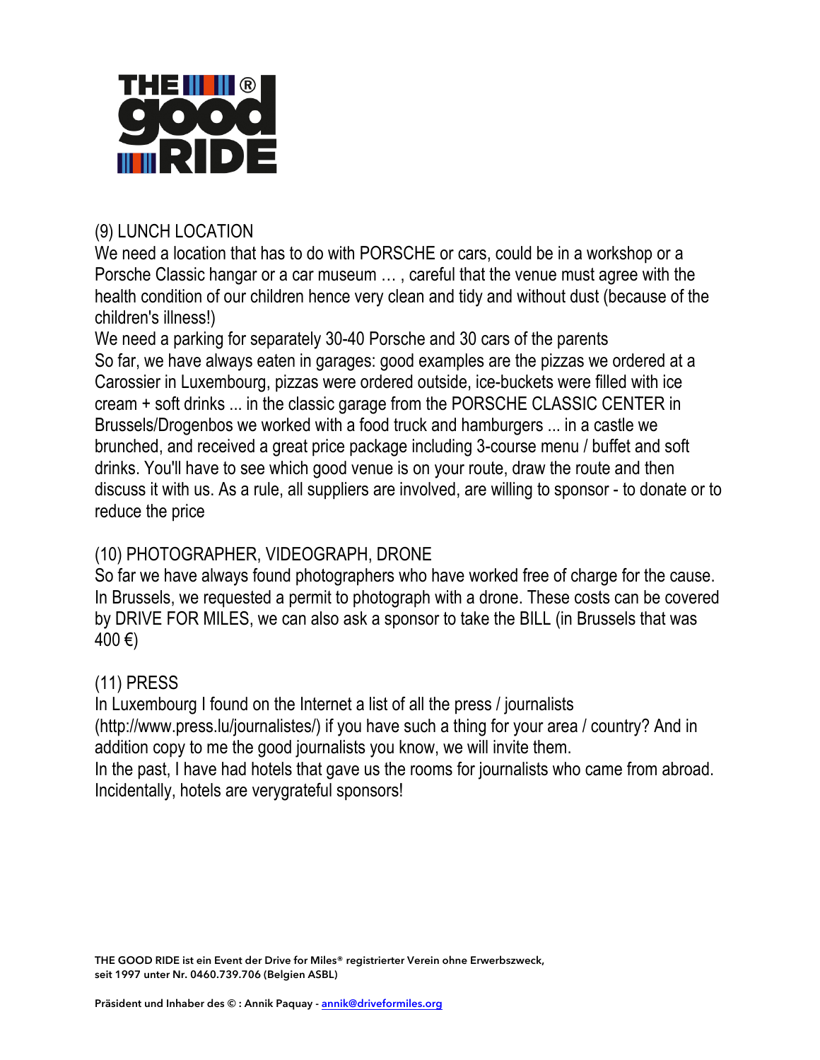## (9) LUNCH LOCATION

We need a location that has to do with PORSCHE or cars, could be in a workshop or a Porsche Classic hangar or a car museum … , careful that the venue must agree with the health condition of our children hence very clean and tidy and without dust (because of the children's illness!)

We need a parking for separately 30-40 Porsche and 30 cars of the parents

So far, we have always eaten in garages: good examples are the pizzas we ordered at a Carossier in Luxembourg, pizzas were ordered outside, ice-buckets were filled with ice cream + soft drinks ... in the classic garage from the PORSCHE CLASSIC CENTER in Brussels/Drogenbos we worked with a food truck and hamburgers ... in a castle we brunched, and received a great price package including 3-course menu / buffet and soft drinks. You'll have to see which good venue is on your route, draw the route and then discuss it with us. As a rule, all suppliers are involved, are willing to sponsor - to donate or to reduce the price

## (10) PHOTOGRAPHER, VIDEOGRAPH, DRONE

So far we have always found photographers who have worked free of charge for the cause. In Brussels, we requested a permit to photograph with a drone. These costs can be covered by DRIVE FOR MILES, we can also ask a sponsor to take the BILL (in Brussels that was 400 €)

## (11) PRESS

In Luxembourg I found on the Internet a list of all the press / journalists (http://www.press.lu/journalistes/) if you have such a thing for your area / country? And in addition copy to me the good journalists you know, we will invite them.

In the past, I have had hotels that gave us the rooms for journalists who came from abroad. Incidentally, hotels are verygrateful sponsors!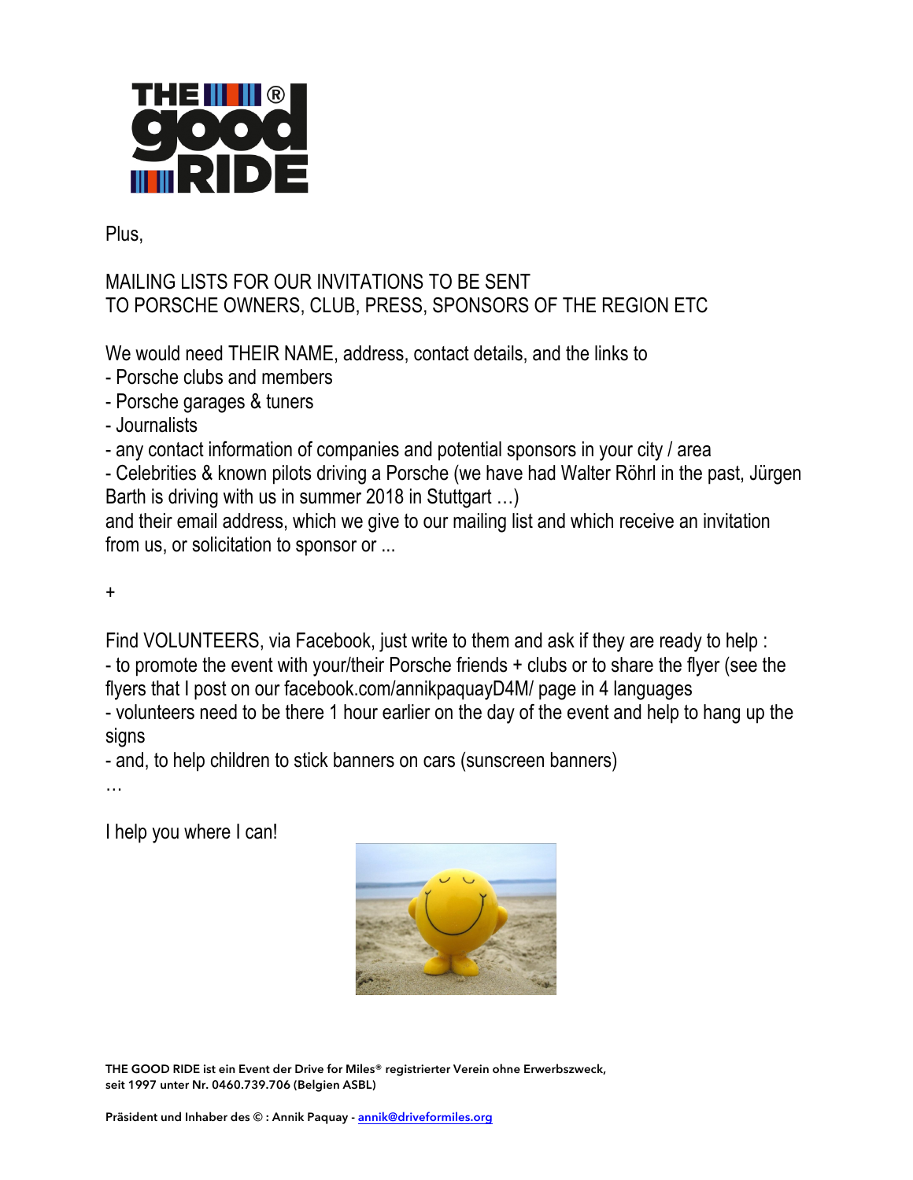Plus,

MAILING LISTS FOR OUR INVITATIONS TO BE SENT
TO PORSCHE OWNERS, CLUB, PRESS, SPONSORS OF THE REGION ETC

We would need THEIR NAME, address, contact details, and the links to
- Porsche clubs and members
- Porsche garages & tuners
- Journalists
- any contact information of companies and potential sponsors in your city / area
- Celebrities & known pilots driving a Porsche (we have had Walter Röhrl in the past, Jürgen Barth is driving with us in summer 2018 in Stuttgart …)
and their email address, which we give to our mailing list and which receive an invitation from us, or solicitation to sponsor or ...

+

Find VOLUNTEERS, via Facebook, just write to them and ask if they are ready to help :
- to promote the event with your/their Porsche friends + clubs or to share the flyer (see the flyers that I post on our facebook.com/annikpaquayD4M/ page in 4 languages
- volunteers need to be there 1 hour earlier on the day of the event and help to hang up the signs
- and, to help children to stick banners on cars (sunscreen banners)
…

I help you where I can!

**THE GOOD RIDE ist ein Event der Drive for Miles® registrierter Verein ohne Erwerbszweck, seit 1997 unter Nr. 0460.739.706 (Belgien ASBL)**

**Präsident und Inhaber des © : Annik Paquay - annik@driveformiles.org**